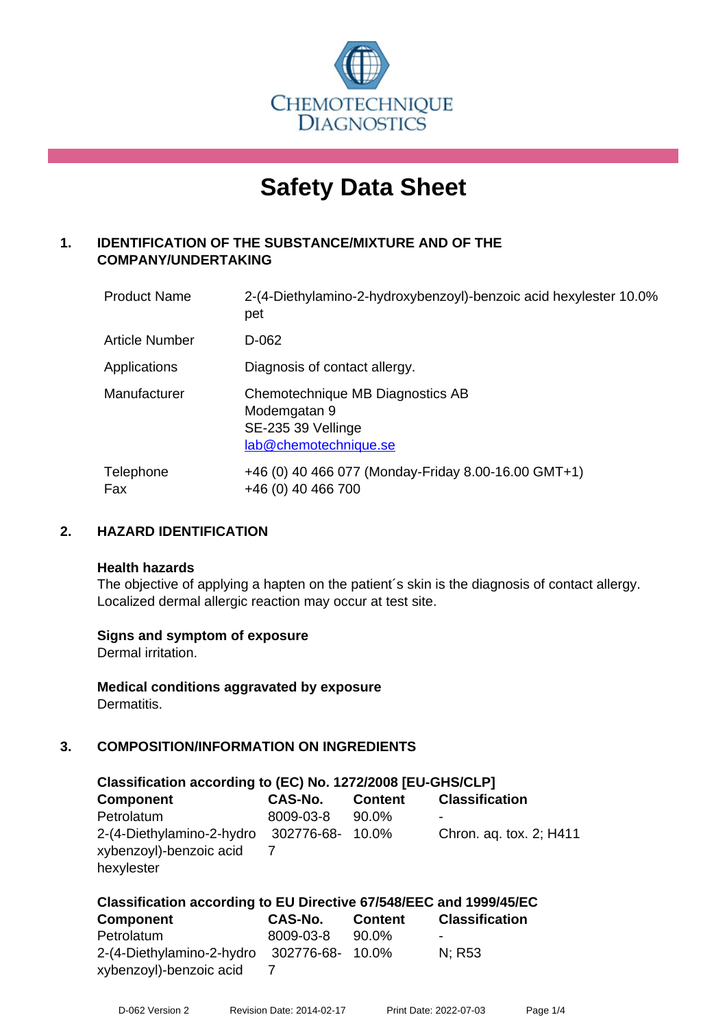CHEMOTECHNIQUE DIAGNOSTICS

# Safety Data Sheet

## 1. IDENTIFICATION OF THE SUBSTANCE/MIXTURE AND OF THE COMPANY/UNDERTAKING

| | |
|---|---|
| Product Name | 2-(4-Diethylamino-2-hydroxybenzoyl)-benzoic acid hexylester 10.0% pet |
| Article Number | D-062 |
| Applications | Diagnosis of contact allergy. |
| Manufacturer | Chemotechnique MB Diagnostics AB<br>Modemgatan 9<br>SE-235 39 Vellinge<br>lab@chemotechnique.se |
| Telephone<br>Fax | +46 (0) 40 466 077 (Monday-Friday 8.00-16.00 GMT+1)<br>+46 (0) 40 466 700 |

## 2. HAZARD IDENTIFICATION

### Health hazards

The objective of applying a hapten on the patient´s skin is the diagnosis of contact allergy. Localized dermal allergic reaction may occur at test site.

### Signs and symptom of exposure

Dermal irritation.

### Medical conditions aggravated by exposure

Dermatitis.

## 3. COMPOSITION/INFORMATION ON INGREDIENTS

### Classification according to (EC) No. 1272/2008 [EU-GHS/CLP]

| Component | CAS-No. | Content | Classification |
|---|---|---|---|
| Petrolatum | 8009-03-8 | 90.0% | - |
| 2-(4-Diethylamino-2-hydroxybenzoyl)-benzoic acid hexylester | 302776-68-7 | 10.0% | Chron. aq. tox. 2; H411 |

### Classification according to EU Directive 67/548/EEC and 1999/45/EC

| Component | CAS-No. | Content | Classification |
|---|---|---|---|
| Petrolatum | 8009-03-8 | 90.0% | - |
| 2-(4-Diethylamino-2-hydroxybenzoyl)-benzoic acid | 302776-68-7 | 10.0% | N; R53 |

D-062 Version 2 Revision Date: 2014-02-17 Print Date: 2022-07-03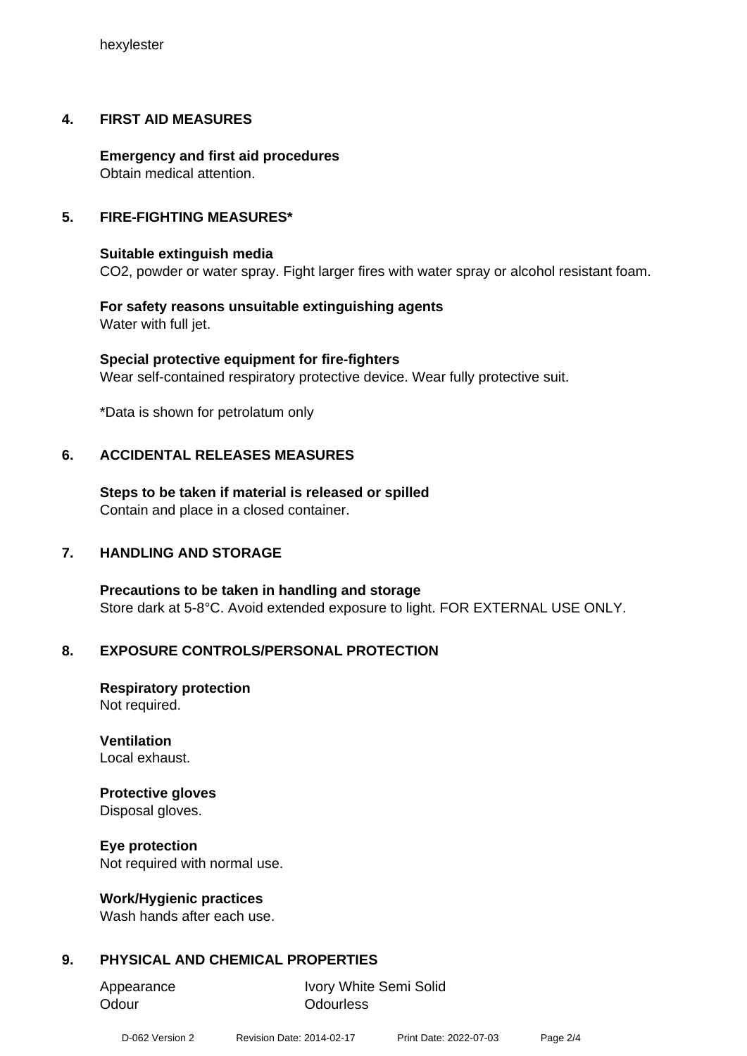hexylester

## 4. FIRST AID MEASURES

**Emergency and first aid procedures**
Obtain medical attention.

## 5. FIRE-FIGHTING MEASURES*

**Suitable extinguish media**
CO2, powder or water spray. Fight larger fires with water spray or alcohol resistant foam.

**For safety reasons unsuitable extinguishing agents**
Water with full jet.

**Special protective equipment for fire-fighters**
Wear self-contained respiratory protective device. Wear fully protective suit.

*Data is shown for petrolatum only

## 6. ACCIDENTAL RELEASES MEASURES

**Steps to be taken if material is released or spilled**
Contain and place in a closed container.

## 7. HANDLING AND STORAGE

**Precautions to be taken in handling and storage**
Store dark at 5-8°C. Avoid extended exposure to light. FOR EXTERNAL USE ONLY.

## 8. EXPOSURE CONTROLS/PERSONAL PROTECTION

**Respiratory protection**
Not required.

**Ventilation**
Local exhaust.

**Protective gloves**
Disposal gloves.

**Eye protection**
Not required with normal use.

**Work/Hygienic practices**
Wash hands after each use.

## 9. PHYSICAL AND CHEMICAL PROPERTIES

| | |
|---|---|
| Appearance | Ivory White Semi Solid |
| Odour | Odourless |

D-062 Version 2 Revision Date: 2014-02-17 Print Date: 2022-07-03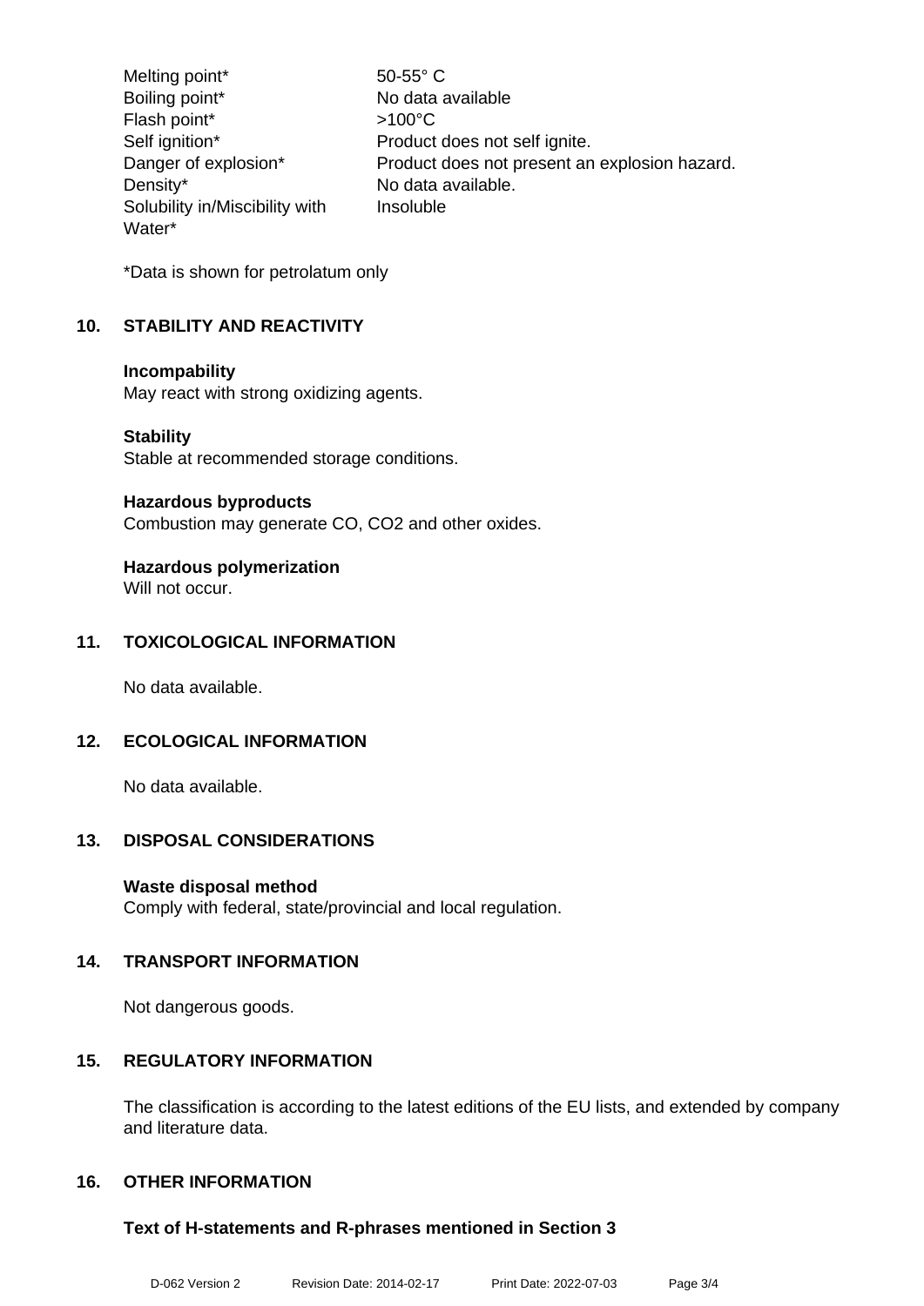| | |
|---|---|
| Melting point* | 50-55° C |
| Boiling point* | No data available |
| Flash point* | >100°C |
| Self ignition* | Product does not self ignite. |
| Danger of explosion* | Product does not present an explosion hazard. |
| Density* | No data available. |
| Solubility in/Miscibility with Water* | Insoluble |

*Data is shown for petrolatum only

## 10. STABILITY AND REACTIVITY

**Incompability**
May react with strong oxidizing agents.

**Stability**
Stable at recommended storage conditions.

**Hazardous byproducts**
Combustion may generate CO, $CO_2$ and other oxides.

**Hazardous polymerization**
Will not occur.

## 11. TOXICOLOGICAL INFORMATION

No data available.

## 12. ECOLOGICAL INFORMATION

No data available.

## 13. DISPOSAL CONSIDERATIONS

**Waste disposal method**
Comply with federal, state/provincial and local regulation.

## 14. TRANSPORT INFORMATION

Not dangerous goods.

## 15. REGULATORY INFORMATION

The classification is according to the latest editions of the EU lists, and extended by company and literature data.

## 16. OTHER INFORMATION

**Text of H-statements and R-phrases mentioned in Section 3**

D-062 Version 2 Revision Date: 2014-02-17 Print Date: 2022-07-03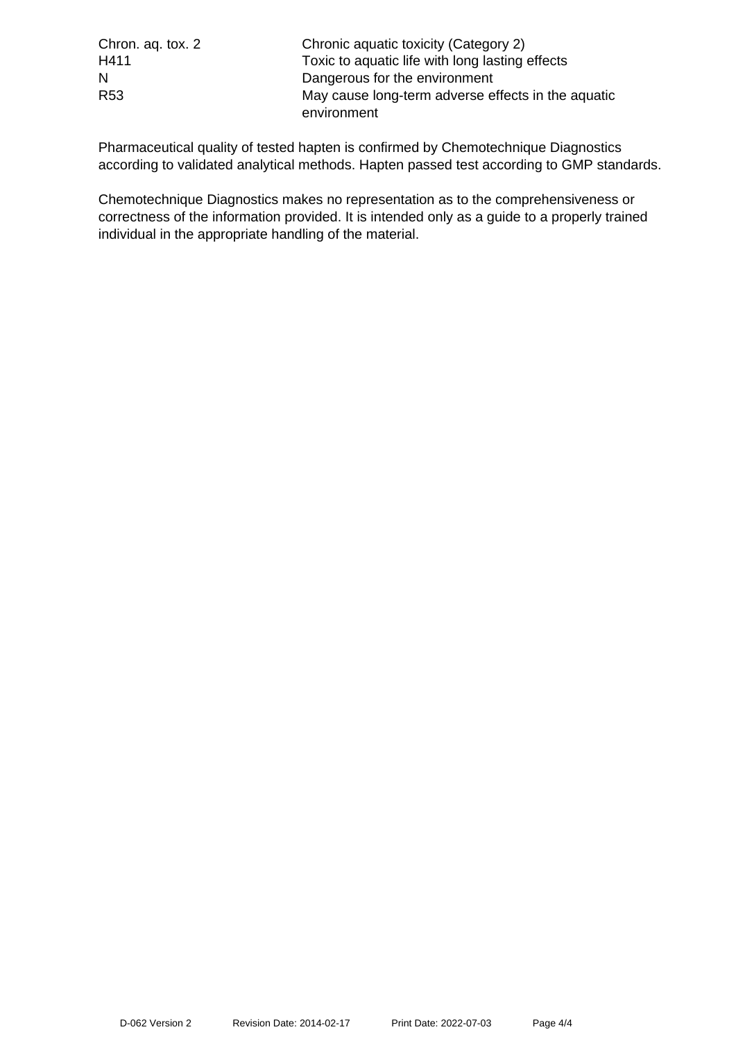| | |
|---|---|
| Chron. aq. tox. 2 | Chronic aquatic toxicity (Category 2) |
| H411 | Toxic to aquatic life with long lasting effects |
| N | Dangerous for the environment |
| R53 | May cause long-term adverse effects in the aquatic environment |

Pharmaceutical quality of tested hapten is confirmed by Chemotechnique Diagnostics according to validated analytical methods. Hapten passed test according to GMP standards.

Chemotechnique Diagnostics makes no representation as to the comprehensiveness or correctness of the information provided. It is intended only as a guide to a properly trained individual in the appropriate handling of the material.